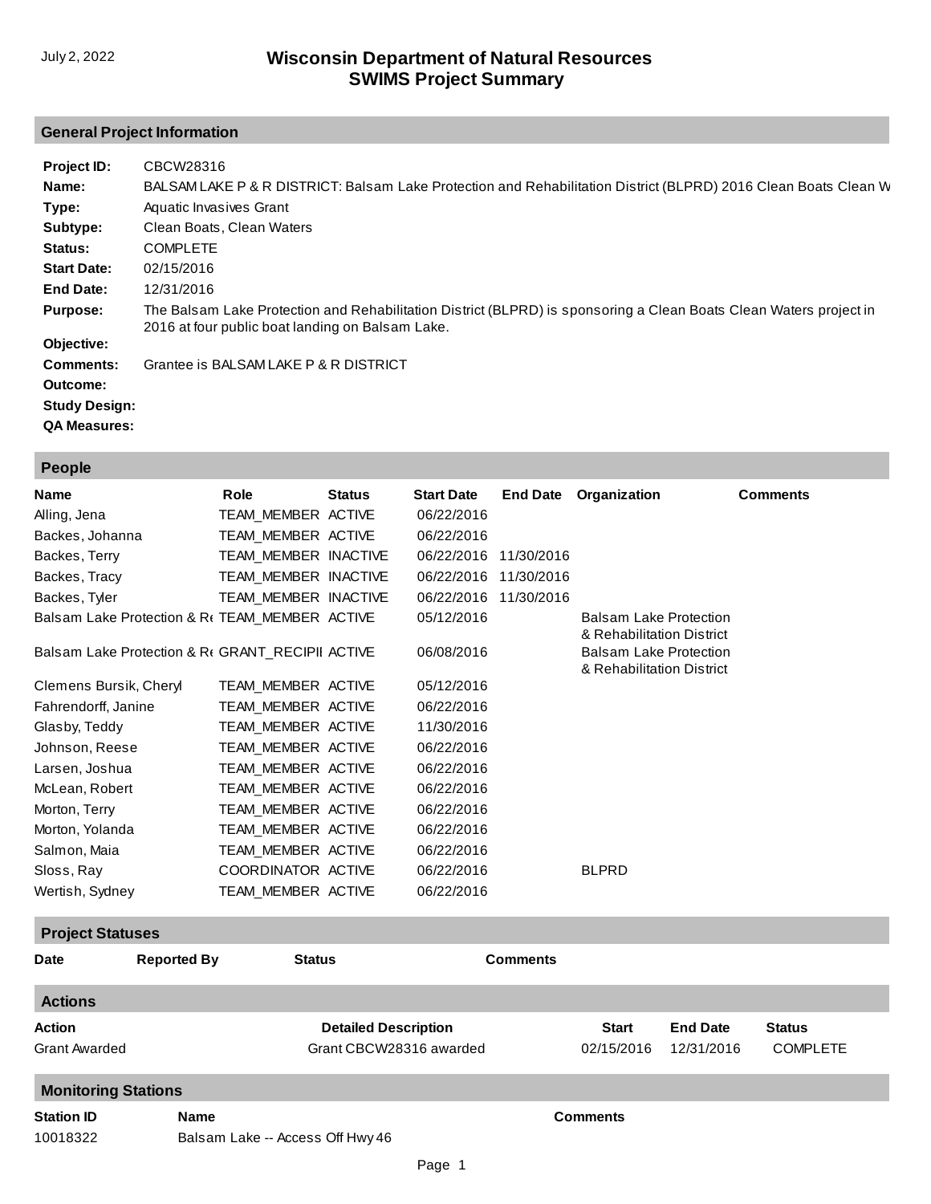July 2, 2022

# Wisconsin Department of Natural Resources
# SWIMS Project Summary

## General Project Information

**Project ID:** CBCW28316

**Name:** BALSAM LAKE P & R DISTRICT: Balsam Lake Protection and Rehabilitation District (BLPRD) 2016 Clean Boats Clean W

**Type:** Aquatic Invasives Grant

**Subtype:** Clean Boats, Clean Waters

**Status:** COMPLETE

**Start Date:** 02/15/2016

**End Date:** 12/31/2016

**Purpose:** The Balsam Lake Protection and Rehabilitation District (BLPRD) is sponsoring a Clean Boats Clean Waters project in 2016 at four public boat landing on Balsam Lake.

**Objective:**

**Comments:** Grantee is BALSAM LAKE P & R DISTRICT

**Outcome:**

**Study Design:**

**QA Measures:**

## People

| Name | Role | Status | Start Date | End Date | Organization | Comments |
|---|---|---|---|---|---|---|
| Alling, Jena | TEAM_MEMBER | ACTIVE | 06/22/2016 | | | |
| Backes, Johanna | TEAM_MEMBER | ACTIVE | 06/22/2016 | | | |
| Backes, Terry | TEAM_MEMBER | INACTIVE | 06/22/2016 | 11/30/2016 | | |
| Backes, Tracy | TEAM_MEMBER | INACTIVE | 06/22/2016 | 11/30/2016 | | |
| Backes, Tyler | TEAM_MEMBER | INACTIVE | 06/22/2016 | 11/30/2016 | | |
| Balsam Lake Protection & Re | TEAM_MEMBER | ACTIVE | 05/12/2016 | | Balsam Lake Protection & Rehabilitation District | |
| Balsam Lake Protection & Re | GRANT_RECIPII | ACTIVE | 06/08/2016 | | Balsam Lake Protection & Rehabilitation District | |
| Clemens Bursik, Cheryl | TEAM_MEMBER | ACTIVE | 05/12/2016 | | | |
| Fahrendorff, Janine | TEAM_MEMBER | ACTIVE | 06/22/2016 | | | |
| Glasby, Teddy | TEAM_MEMBER | ACTIVE | 11/30/2016 | | | |
| Johnson, Reese | TEAM_MEMBER | ACTIVE | 06/22/2016 | | | |
| Larsen, Joshua | TEAM_MEMBER | ACTIVE | 06/22/2016 | | | |
| McLean, Robert | TEAM_MEMBER | ACTIVE | 06/22/2016 | | | |
| Morton, Terry | TEAM_MEMBER | ACTIVE | 06/22/2016 | | | |
| Morton, Yolanda | TEAM_MEMBER | ACTIVE | 06/22/2016 | | | |
| Salmon, Maia | TEAM_MEMBER | ACTIVE | 06/22/2016 | | | |
| Sloss, Ray | COORDINATOR | ACTIVE | 06/22/2016 | | BLPRD | |
| Wertish, Sydney | TEAM_MEMBER | ACTIVE | 06/22/2016 | | | |

## Project Statuses

| Date | Reported By | Status | Comments |
|---|---|---|---|

## Actions

| Action | Detailed Description | Start | End Date | Status |
|---|---|---|---|---|
| Grant Awarded | Grant CBCW28316 awarded | 02/15/2016 | 12/31/2016 | COMPLETE |

## Monitoring Stations

| Station ID | Name | Comments |
|---|---|---|
| 10018322 | Balsam Lake -- Access Off Hwy 46 | |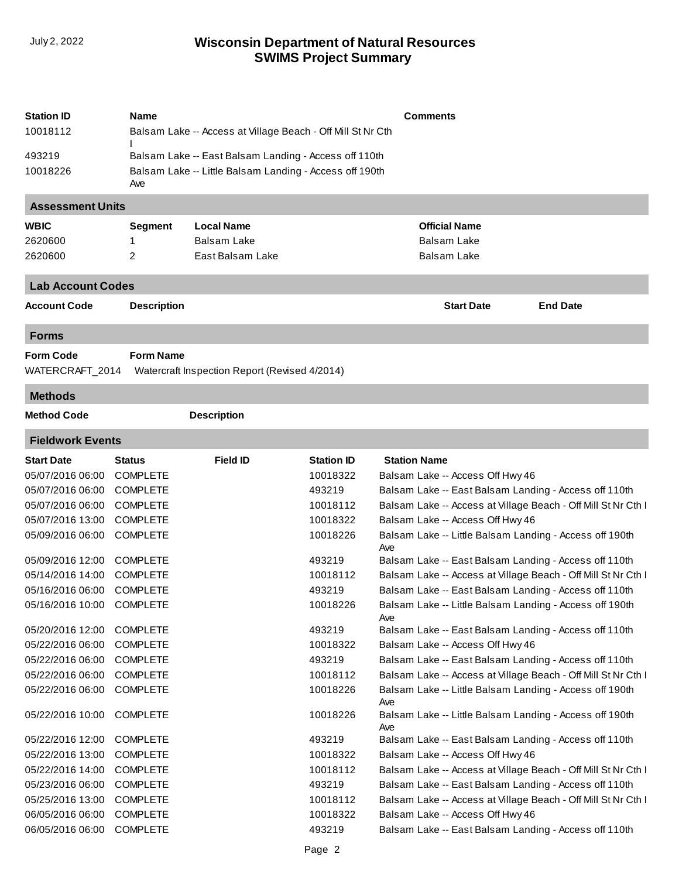# Wisconsin Department of Natural Resources
# SWIMS Project Summary

| Station ID | Name | Comments |
|---|---|---|
| 10018112 | Balsam Lake -- Access at Village Beach - Off Mill St Nr Cth I | |
| 493219 | Balsam Lake -- East Balsam Landing - Access off 110th | |
| 10018226 | Balsam Lake -- Little Balsam Landing - Access off 190th Ave | |

## Assessment Units

| WBIC | Segment | Local Name | Official Name |
|---|---|---|---|
| 2620600 | 1 | Balsam Lake | Balsam Lake |
| 2620600 | 2 | East Balsam Lake | Balsam Lake |

## Lab Account Codes

| Account Code | Description | Start Date | End Date |
|---|---|---|---|

## Forms

| Form Code | Form Name |
|---|---|
| WATERCRAFT_2014 | Watercraft Inspection Report (Revised 4/2014) |

## Methods

| Method Code | Description |
|---|---|

## Fieldwork Events

| Start Date | Status | Field ID | Station ID | Station Name |
|---|---|---|---|---|
| 05/07/2016 06:00 | COMPLETE | | 10018322 | Balsam Lake -- Access Off Hwy 46 |
| 05/07/2016 06:00 | COMPLETE | | 493219 | Balsam Lake -- East Balsam Landing - Access off 110th |
| 05/07/2016 06:00 | COMPLETE | | 10018112 | Balsam Lake -- Access at Village Beach - Off Mill St Nr Cth I |
| 05/07/2016 13:00 | COMPLETE | | 10018322 | Balsam Lake -- Access Off Hwy 46 |
| 05/09/2016 06:00 | COMPLETE | | 10018226 | Balsam Lake -- Little Balsam Landing - Access off 190th Ave |
| 05/09/2016 12:00 | COMPLETE | | 493219 | Balsam Lake -- East Balsam Landing - Access off 110th |
| 05/14/2016 14:00 | COMPLETE | | 10018112 | Balsam Lake -- Access at Village Beach - Off Mill St Nr Cth I |
| 05/16/2016 06:00 | COMPLETE | | 493219 | Balsam Lake -- East Balsam Landing - Access off 110th |
| 05/16/2016 10:00 | COMPLETE | | 10018226 | Balsam Lake -- Little Balsam Landing - Access off 190th Ave |
| 05/20/2016 12:00 | COMPLETE | | 493219 | Balsam Lake -- East Balsam Landing - Access off 110th |
| 05/22/2016 06:00 | COMPLETE | | 10018322 | Balsam Lake -- Access Off Hwy 46 |
| 05/22/2016 06:00 | COMPLETE | | 493219 | Balsam Lake -- East Balsam Landing - Access off 110th |
| 05/22/2016 06:00 | COMPLETE | | 10018112 | Balsam Lake -- Access at Village Beach - Off Mill St Nr Cth I |
| 05/22/2016 06:00 | COMPLETE | | 10018226 | Balsam Lake -- Little Balsam Landing - Access off 190th Ave |
| 05/22/2016 10:00 | COMPLETE | | 10018226 | Balsam Lake -- Little Balsam Landing - Access off 190th Ave |
| 05/22/2016 12:00 | COMPLETE | | 493219 | Balsam Lake -- East Balsam Landing - Access off 110th |
| 05/22/2016 13:00 | COMPLETE | | 10018322 | Balsam Lake -- Access Off Hwy 46 |
| 05/22/2016 14:00 | COMPLETE | | 10018112 | Balsam Lake -- Access at Village Beach - Off Mill St Nr Cth I |
| 05/23/2016 06:00 | COMPLETE | | 493219 | Balsam Lake -- East Balsam Landing - Access off 110th |
| 05/25/2016 13:00 | COMPLETE | | 10018112 | Balsam Lake -- Access at Village Beach - Off Mill St Nr Cth I |
| 06/05/2016 06:00 | COMPLETE | | 10018322 | Balsam Lake -- Access Off Hwy 46 |
| 06/05/2016 06:00 | COMPLETE | | 493219 | Balsam Lake -- East Balsam Landing - Access off 110th |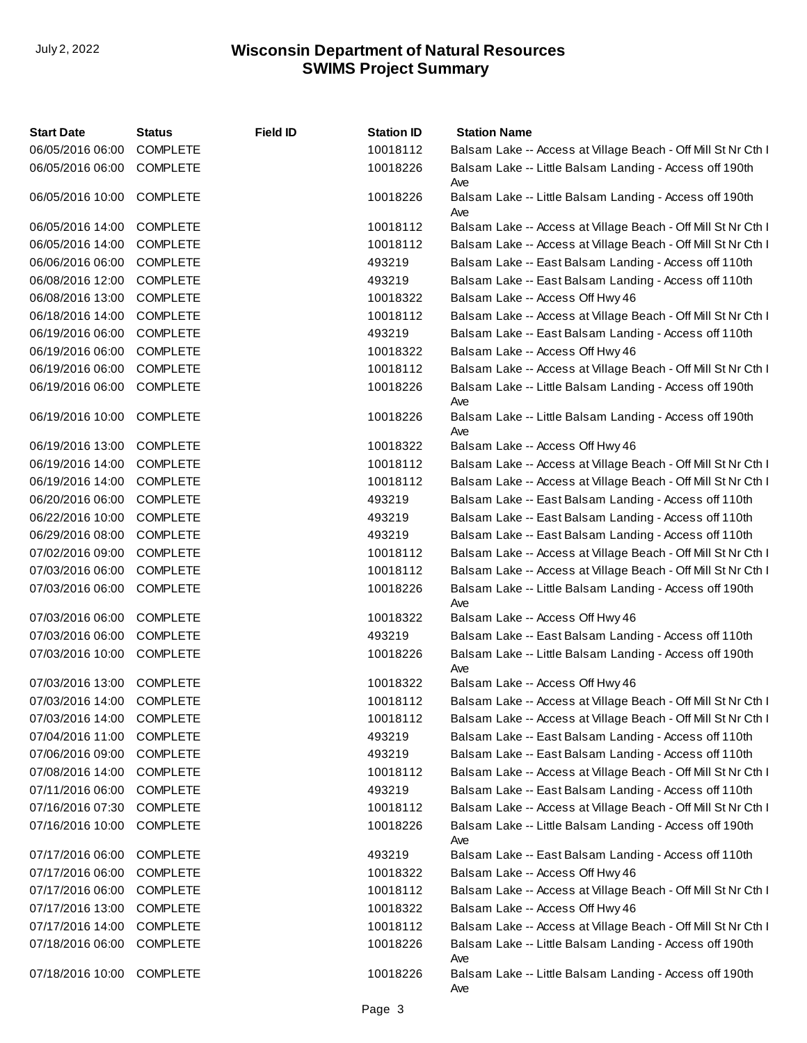| Start Date | Status | Field ID | Station ID | Station Name |
|---|---|---|---|---|
| 06/05/2016 06:00 | COMPLETE | | 10018112 | Balsam Lake -- Access at Village Beach - Off Mill St Nr Cth I |
| 06/05/2016 06:00 | COMPLETE | | 10018226 | Balsam Lake -- Little Balsam Landing - Access off 190th Ave |
| 06/05/2016 10:00 | COMPLETE | | 10018226 | Balsam Lake -- Little Balsam Landing - Access off 190th Ave |
| 06/05/2016 14:00 | COMPLETE | | 10018112 | Balsam Lake -- Access at Village Beach - Off Mill St Nr Cth I |
| 06/05/2016 14:00 | COMPLETE | | 10018112 | Balsam Lake -- Access at Village Beach - Off Mill St Nr Cth I |
| 06/06/2016 06:00 | COMPLETE | | 493219 | Balsam Lake -- East Balsam Landing - Access off 110th |
| 06/08/2016 12:00 | COMPLETE | | 493219 | Balsam Lake -- East Balsam Landing - Access off 110th |
| 06/08/2016 13:00 | COMPLETE | | 10018322 | Balsam Lake -- Access Off Hwy 46 |
| 06/18/2016 14:00 | COMPLETE | | 10018112 | Balsam Lake -- Access at Village Beach - Off Mill St Nr Cth I |
| 06/19/2016 06:00 | COMPLETE | | 493219 | Balsam Lake -- East Balsam Landing - Access off 110th |
| 06/19/2016 06:00 | COMPLETE | | 10018322 | Balsam Lake -- Access Off Hwy 46 |
| 06/19/2016 06:00 | COMPLETE | | 10018112 | Balsam Lake -- Access at Village Beach - Off Mill St Nr Cth I |
| 06/19/2016 06:00 | COMPLETE | | 10018226 | Balsam Lake -- Little Balsam Landing - Access off 190th Ave |
| 06/19/2016 10:00 | COMPLETE | | 10018226 | Balsam Lake -- Little Balsam Landing - Access off 190th Ave |
| 06/19/2016 13:00 | COMPLETE | | 10018322 | Balsam Lake -- Access Off Hwy 46 |
| 06/19/2016 14:00 | COMPLETE | | 10018112 | Balsam Lake -- Access at Village Beach - Off Mill St Nr Cth I |
| 06/19/2016 14:00 | COMPLETE | | 10018112 | Balsam Lake -- Access at Village Beach - Off Mill St Nr Cth I |
| 06/20/2016 06:00 | COMPLETE | | 493219 | Balsam Lake -- East Balsam Landing - Access off 110th |
| 06/22/2016 10:00 | COMPLETE | | 493219 | Balsam Lake -- East Balsam Landing - Access off 110th |
| 06/29/2016 08:00 | COMPLETE | | 493219 | Balsam Lake -- East Balsam Landing - Access off 110th |
| 07/02/2016 09:00 | COMPLETE | | 10018112 | Balsam Lake -- Access at Village Beach - Off Mill St Nr Cth I |
| 07/03/2016 06:00 | COMPLETE | | 10018112 | Balsam Lake -- Access at Village Beach - Off Mill St Nr Cth I |
| 07/03/2016 06:00 | COMPLETE | | 10018226 | Balsam Lake -- Little Balsam Landing - Access off 190th Ave |
| 07/03/2016 06:00 | COMPLETE | | 10018322 | Balsam Lake -- Access Off Hwy 46 |
| 07/03/2016 06:00 | COMPLETE | | 493219 | Balsam Lake -- East Balsam Landing - Access off 110th |
| 07/03/2016 10:00 | COMPLETE | | 10018226 | Balsam Lake -- Little Balsam Landing - Access off 190th Ave |
| 07/03/2016 13:00 | COMPLETE | | 10018322 | Balsam Lake -- Access Off Hwy 46 |
| 07/03/2016 14:00 | COMPLETE | | 10018112 | Balsam Lake -- Access at Village Beach - Off Mill St Nr Cth I |
| 07/03/2016 14:00 | COMPLETE | | 10018112 | Balsam Lake -- Access at Village Beach - Off Mill St Nr Cth I |
| 07/04/2016 11:00 | COMPLETE | | 493219 | Balsam Lake -- East Balsam Landing - Access off 110th |
| 07/06/2016 09:00 | COMPLETE | | 493219 | Balsam Lake -- East Balsam Landing - Access off 110th |
| 07/08/2016 14:00 | COMPLETE | | 10018112 | Balsam Lake -- Access at Village Beach - Off Mill St Nr Cth I |
| 07/11/2016 06:00 | COMPLETE | | 493219 | Balsam Lake -- East Balsam Landing - Access off 110th |
| 07/16/2016 07:30 | COMPLETE | | 10018112 | Balsam Lake -- Access at Village Beach - Off Mill St Nr Cth I |
| 07/16/2016 10:00 | COMPLETE | | 10018226 | Balsam Lake -- Little Balsam Landing - Access off 190th Ave |
| 07/17/2016 06:00 | COMPLETE | | 493219 | Balsam Lake -- East Balsam Landing - Access off 110th |
| 07/17/2016 06:00 | COMPLETE | | 10018322 | Balsam Lake -- Access Off Hwy 46 |
| 07/17/2016 06:00 | COMPLETE | | 10018112 | Balsam Lake -- Access at Village Beach - Off Mill St Nr Cth I |
| 07/17/2016 13:00 | COMPLETE | | 10018322 | Balsam Lake -- Access Off Hwy 46 |
| 07/17/2016 14:00 | COMPLETE | | 10018112 | Balsam Lake -- Access at Village Beach - Off Mill St Nr Cth I |
| 07/18/2016 06:00 | COMPLETE | | 10018226 | Balsam Lake -- Little Balsam Landing - Access off 190th Ave |
| 07/18/2016 10:00 | COMPLETE | | 10018226 | Balsam Lake -- Little Balsam Landing - Access off 190th Ave |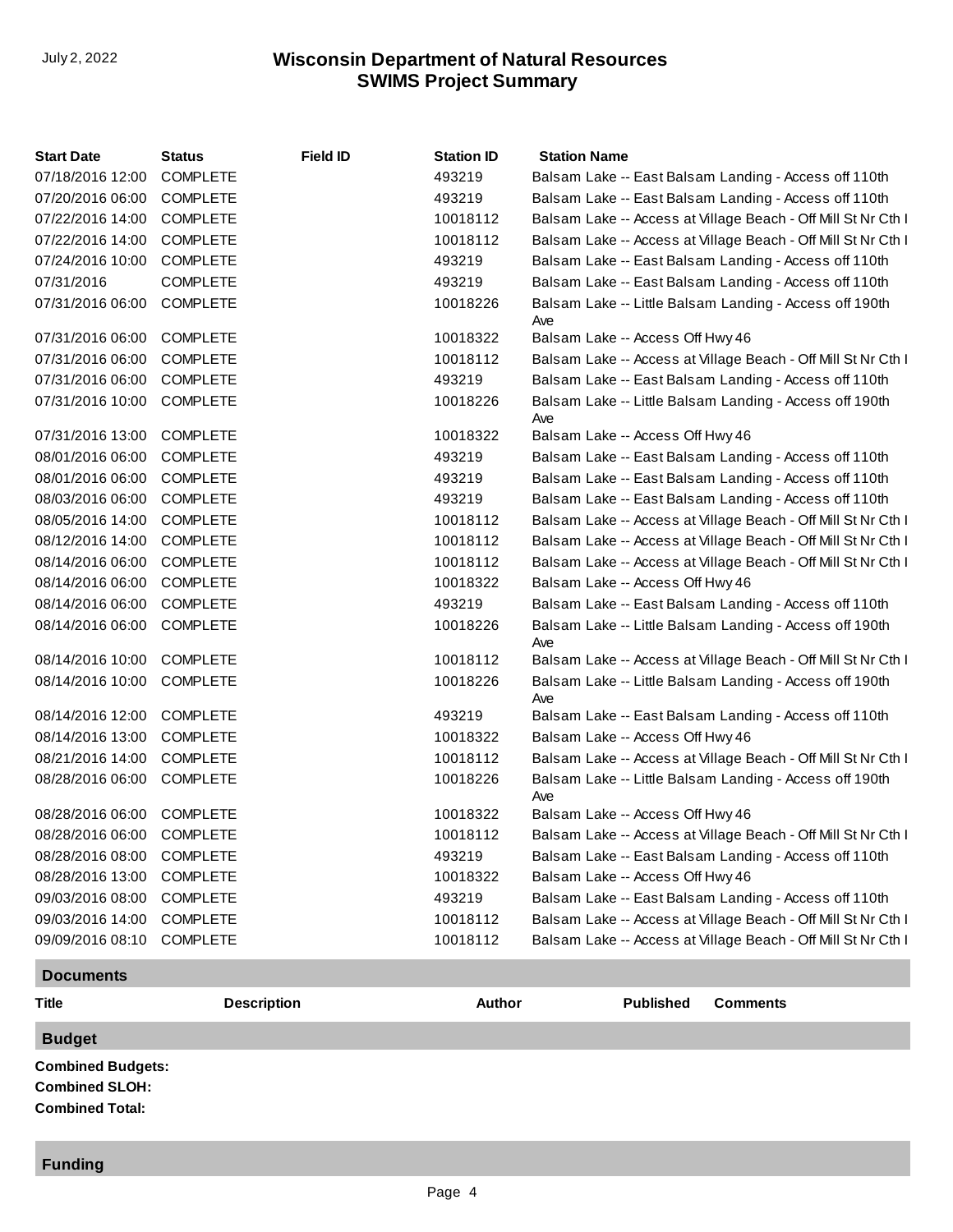| Start Date | Status | Field ID | Station ID | Station Name |
|---|---|---|---|---|
| 07/18/2016 12:00 | COMPLETE | | 493219 | Balsam Lake -- East Balsam Landing - Access off 110th |
| 07/20/2016 06:00 | COMPLETE | | 493219 | Balsam Lake -- East Balsam Landing - Access off 110th |
| 07/22/2016 14:00 | COMPLETE | | 10018112 | Balsam Lake -- Access at Village Beach - Off Mill St Nr Cth I |
| 07/22/2016 14:00 | COMPLETE | | 10018112 | Balsam Lake -- Access at Village Beach - Off Mill St Nr Cth I |
| 07/24/2016 10:00 | COMPLETE | | 493219 | Balsam Lake -- East Balsam Landing - Access off 110th |
| 07/31/2016 | COMPLETE | | 493219 | Balsam Lake -- East Balsam Landing - Access off 110th |
| 07/31/2016 06:00 | COMPLETE | | 10018226 | Balsam Lake -- Little Balsam Landing - Access off 190th Ave |
| 07/31/2016 06:00 | COMPLETE | | 10018322 | Balsam Lake -- Access Off Hwy 46 |
| 07/31/2016 06:00 | COMPLETE | | 10018112 | Balsam Lake -- Access at Village Beach - Off Mill St Nr Cth I |
| 07/31/2016 06:00 | COMPLETE | | 493219 | Balsam Lake -- East Balsam Landing - Access off 110th |
| 07/31/2016 10:00 | COMPLETE | | 10018226 | Balsam Lake -- Little Balsam Landing - Access off 190th Ave |
| 07/31/2016 13:00 | COMPLETE | | 10018322 | Balsam Lake -- Access Off Hwy 46 |
| 08/01/2016 06:00 | COMPLETE | | 493219 | Balsam Lake -- East Balsam Landing - Access off 110th |
| 08/01/2016 06:00 | COMPLETE | | 493219 | Balsam Lake -- East Balsam Landing - Access off 110th |
| 08/03/2016 06:00 | COMPLETE | | 493219 | Balsam Lake -- East Balsam Landing - Access off 110th |
| 08/05/2016 14:00 | COMPLETE | | 10018112 | Balsam Lake -- Access at Village Beach - Off Mill St Nr Cth I |
| 08/12/2016 14:00 | COMPLETE | | 10018112 | Balsam Lake -- Access at Village Beach - Off Mill St Nr Cth I |
| 08/14/2016 06:00 | COMPLETE | | 10018112 | Balsam Lake -- Access at Village Beach - Off Mill St Nr Cth I |
| 08/14/2016 06:00 | COMPLETE | | 10018322 | Balsam Lake -- Access Off Hwy 46 |
| 08/14/2016 06:00 | COMPLETE | | 493219 | Balsam Lake -- East Balsam Landing - Access off 110th |
| 08/14/2016 06:00 | COMPLETE | | 10018226 | Balsam Lake -- Little Balsam Landing - Access off 190th Ave |
| 08/14/2016 10:00 | COMPLETE | | 10018112 | Balsam Lake -- Access at Village Beach - Off Mill St Nr Cth I |
| 08/14/2016 10:00 | COMPLETE | | 10018226 | Balsam Lake -- Little Balsam Landing - Access off 190th Ave |
| 08/14/2016 12:00 | COMPLETE | | 493219 | Balsam Lake -- East Balsam Landing - Access off 110th |
| 08/14/2016 13:00 | COMPLETE | | 10018322 | Balsam Lake -- Access Off Hwy 46 |
| 08/21/2016 14:00 | COMPLETE | | 10018112 | Balsam Lake -- Access at Village Beach - Off Mill St Nr Cth I |
| 08/28/2016 06:00 | COMPLETE | | 10018226 | Balsam Lake -- Little Balsam Landing - Access off 190th Ave |
| 08/28/2016 06:00 | COMPLETE | | 10018322 | Balsam Lake -- Access Off Hwy 46 |
| 08/28/2016 06:00 | COMPLETE | | 10018112 | Balsam Lake -- Access at Village Beach - Off Mill St Nr Cth I |
| 08/28/2016 08:00 | COMPLETE | | 493219 | Balsam Lake -- East Balsam Landing - Access off 110th |
| 08/28/2016 13:00 | COMPLETE | | 10018322 | Balsam Lake -- Access Off Hwy 46 |
| 09/03/2016 08:00 | COMPLETE | | 493219 | Balsam Lake -- East Balsam Landing - Access off 110th |
| 09/03/2016 14:00 | COMPLETE | | 10018112 | Balsam Lake -- Access at Village Beach - Off Mill St Nr Cth I |
| 09/09/2016 08:10 | COMPLETE | | 10018112 | Balsam Lake -- Access at Village Beach - Off Mill St Nr Cth I |

## Documents

| Title | Description | Author | Published | Comments |
|---|---|---|---|---|

## Budget

**Combined Budgets:**

**Combined SLOH:**

**Combined Total:**

## Funding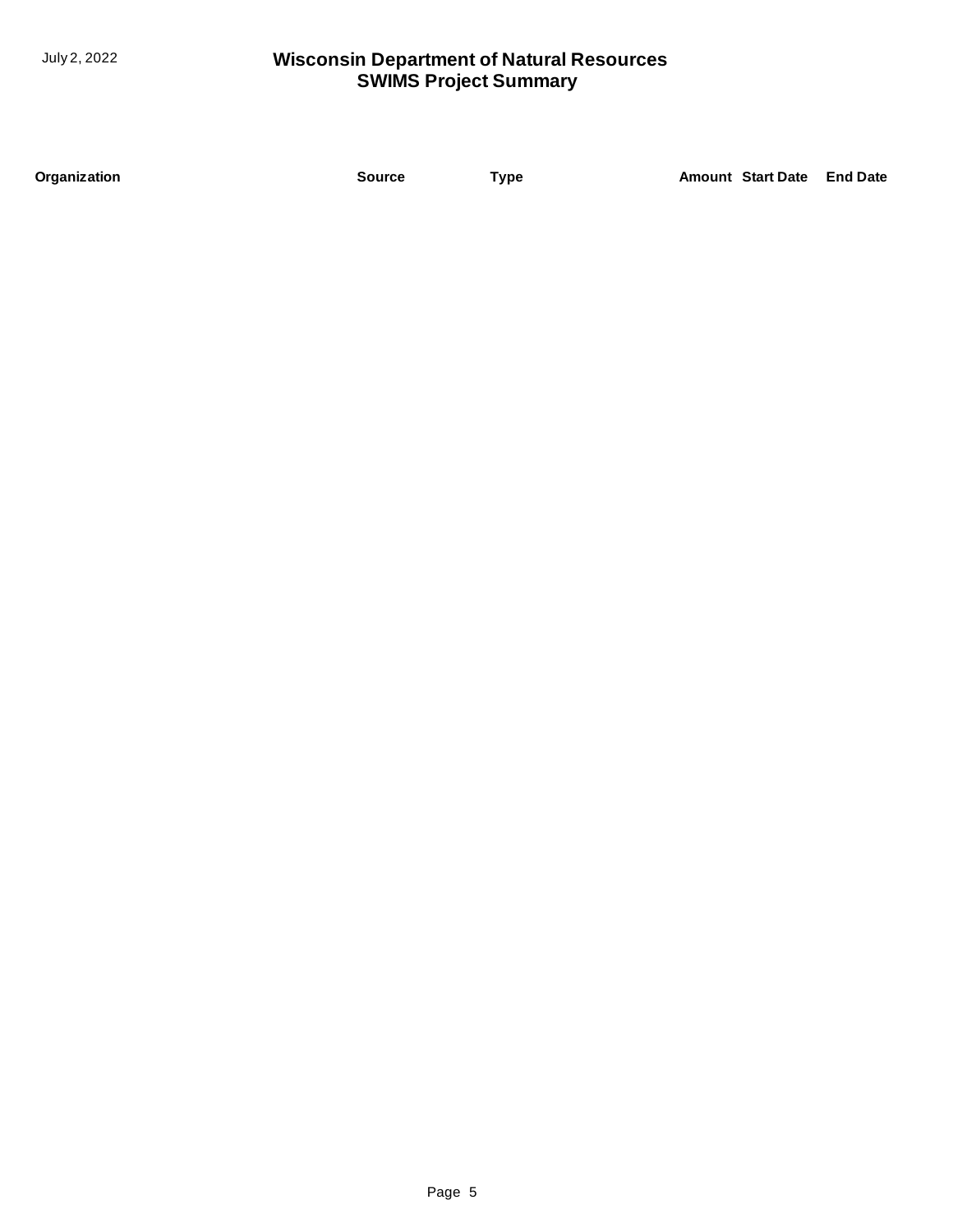| Organization | Source | Type | Amount | Start Date | End Date |
|---|---|---|---|---|---|